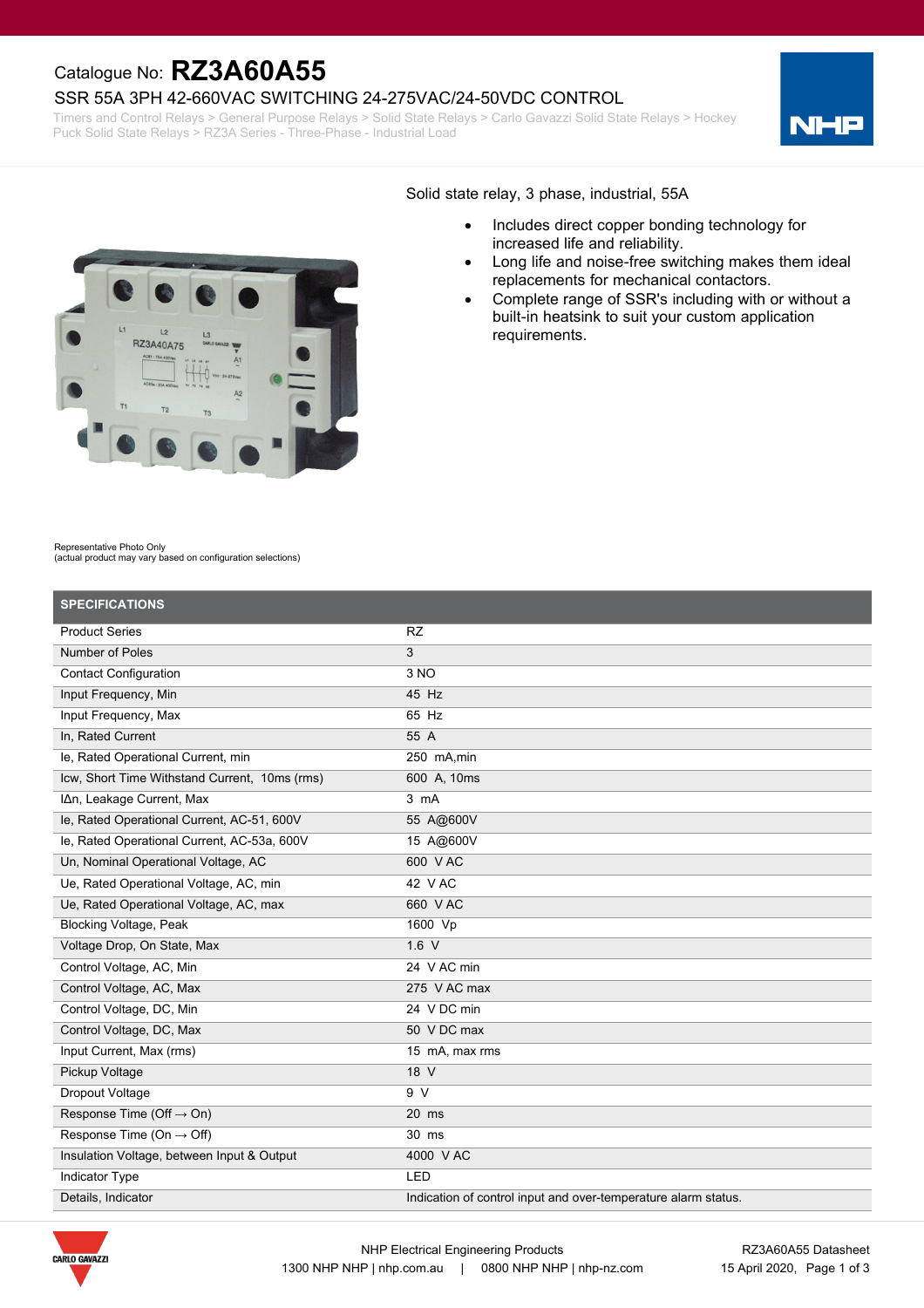Catalogue No: **RZ3A60A55**

# SSR 55A 3PH 42-660VAC SWITCHING 24-275VAC/24-50VDC CONTROL

Timers and Control Relays > General Purpose Relays > Solid State Relays > Carlo Gavazzi Solid State Relays > Hockey Puck Solid State Relays > RZ3A Series - Three-Phase - Industrial Load

Solid state relay, 3 phase, industrial, 55A

- Includes direct copper bonding technology for increased life and reliability.
- Long life and noise-free switching makes them ideal replacements for mechanical contactors.
- Complete range of SSR's including with or without a built-in heatsink to suit your custom application requirements.

Representative Photo Only
(actual product may vary based on configuration selections)

## SPECIFICATIONS

| | |
|---|---|
| Product Series | RZ |
| Number of Poles | 3 |
| Contact Configuration | 3 NO |
| Input Frequency, Min | 45 Hz |
| Input Frequency, Max | 65 Hz |
| In, Rated Current | 55 A |
| Ie, Rated Operational Current, min | 250 mA,min |
| Icw, Short Time Withstand Current, 10ms (rms) | 600 A, 10ms |
| IΔn, Leakage Current, Max | 3 mA |
| Ie, Rated Operational Current, AC-51, 600V | 55 A@600V |
| Ie, Rated Operational Current, AC-53a, 600V | 15 A@600V |
| Un, Nominal Operational Voltage, AC | 600 V AC |
| Ue, Rated Operational Voltage, AC, min | 42 V AC |
| Ue, Rated Operational Voltage, AC, max | 660 V AC |
| Blocking Voltage, Peak | 1600 Vp |
| Voltage Drop, On State, Max | 1.6 V |
| Control Voltage, AC, Min | 24 V AC min |
| Control Voltage, AC, Max | 275 V AC max |
| Control Voltage, DC, Min | 24 V DC min |
| Control Voltage, DC, Max | 50 V DC max |
| Input Current, Max (rms) | 15 mA, max rms |
| Pickup Voltage | 18 V |
| Dropout Voltage | 9 V |
| Response Time (Off → On) | 20 ms |
| Response Time (On → Off) | 30 ms |
| Insulation Voltage, between Input & Output | 4000 V AC |
| Indicator Type | LED |
| Details, Indicator | Indication of control input and over-temperature alarm status. |

NHP Electrical Engineering Products
1300 NHP NHP | nhp.com.au | 0800 NHP NHP | nhp-nz.com

RZ3A60A55 Datasheet
15 April 2020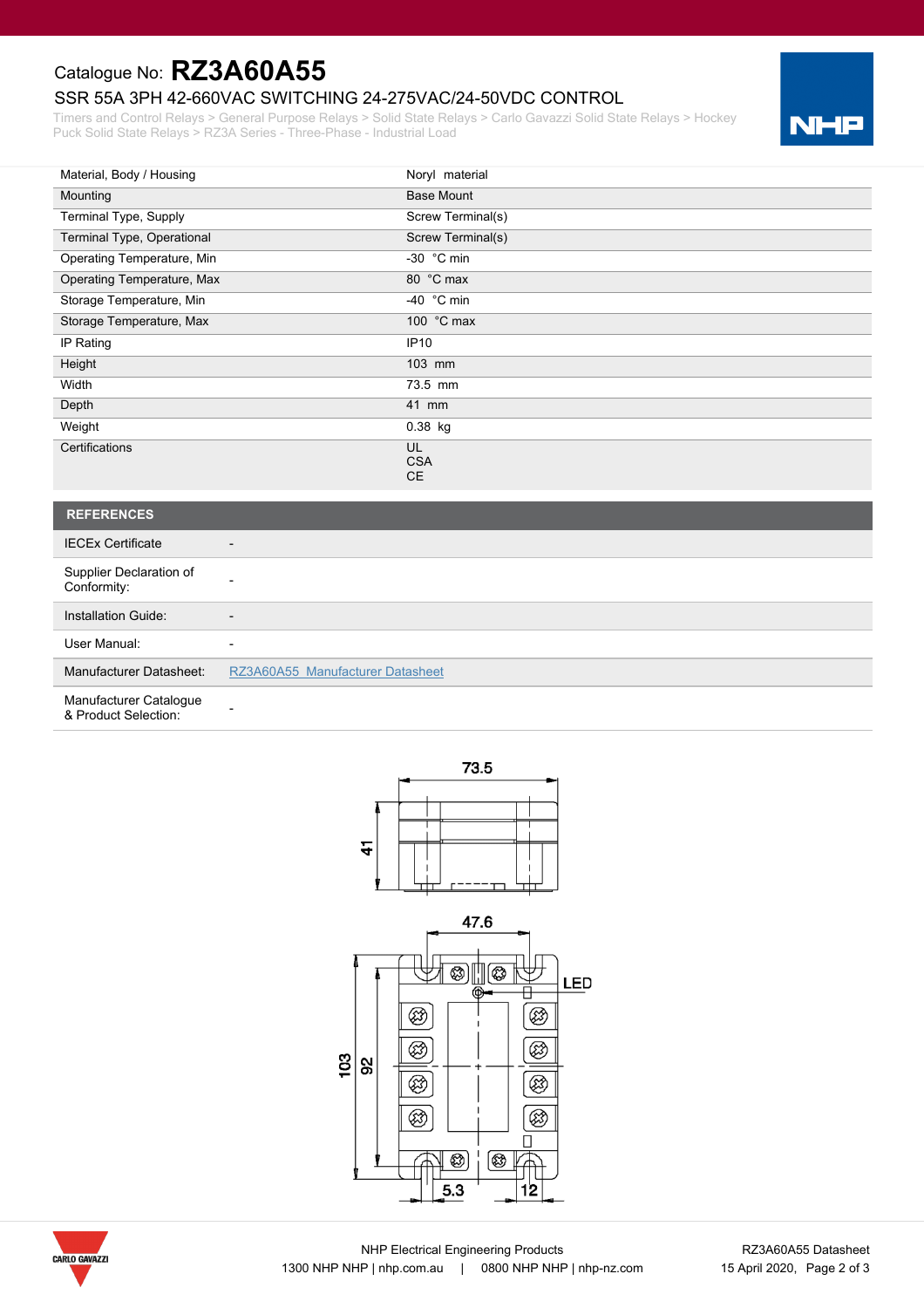Catalogue No: **RZ3A60A55**

SSR 55A 3PH 42-660VAC SWITCHING 24-275VAC/24-50VDC CONTROL

Timers and Control Relays > General Purpose Relays > Solid State Relays > Carlo Gavazzi Solid State Relays > Hockey Puck Solid State Relays > RZ3A Series - Three-Phase - Industrial Load

| | |
|---|---|
| Material, Body / Housing | Noryl material |
| Mounting | Base Mount |
| Terminal Type, Supply | Screw Terminal(s) |
| Terminal Type, Operational | Screw Terminal(s) |
| Operating Temperature, Min | -30 °C min |
| Operating Temperature, Max | 80 °C max |
| Storage Temperature, Min | -40 °C min |
| Storage Temperature, Max | 100 °C max |
| IP Rating | IP10 |
| Height | 103 mm |
| Width | 73.5 mm |
| Depth | 41 mm |
| Weight | 0.38 kg |
| Certifications | UL<br>CSA<br>CE |

## REFERENCES

| | |
|---|---|
| IECEx Certificate | - |
| Supplier Declaration of Conformity: | - |
| Installation Guide: | - |
| User Manual: | - |
| Manufacturer Datasheet: | RZ3A60A55 Manufacturer Datasheet |
| Manufacturer Catalogue & Product Selection: | - |

73.5

41

47.6

LED

103

92

5.3

12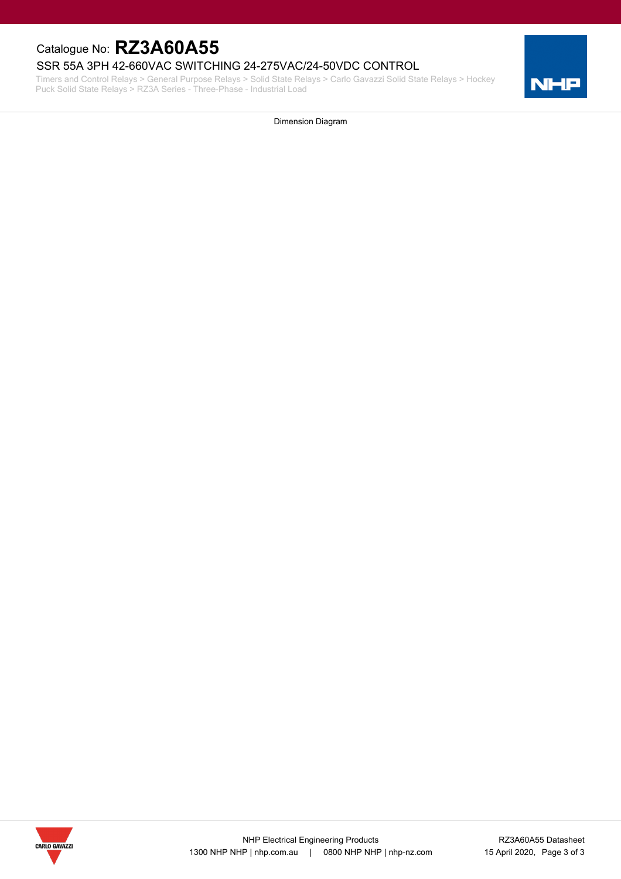Catalogue No: **RZ3A60A55**

SSR 55A 3PH 42-660VAC SWITCHING 24-275VAC/24-50VDC CONTROL

Timers and Control Relays > General Purpose Relays > Solid State Relays > Carlo Gavazzi Solid State Relays > Hockey Puck Solid State Relays > RZ3A Series - Three-Phase - Industrial Load

Dimension Diagram